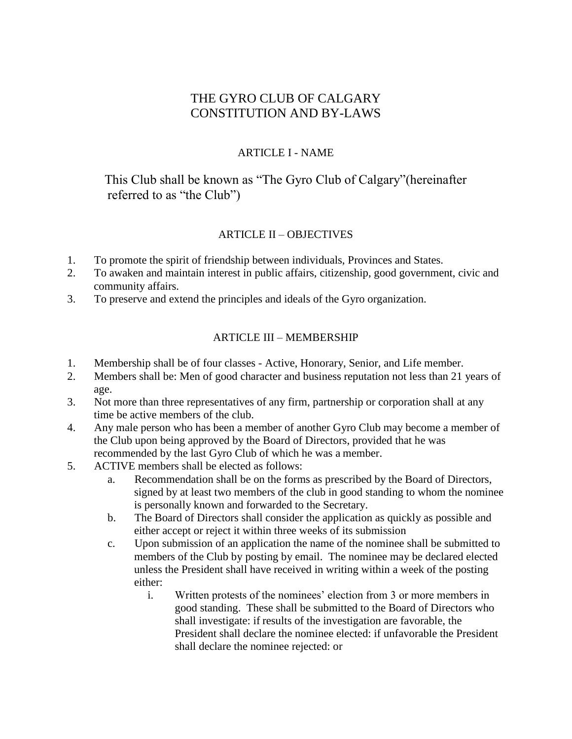# THE GYRO CLUB OF CALGARY
# CONSTITUTION AND BY-LAWS

## ARTICLE I - NAME

This Club shall be known as "The Gyro Club of Calgary"(hereinafter referred to as "the Club")

## ARTICLE II – OBJECTIVES

1. To promote the spirit of friendship between individuals, Provinces and States.
2. To awaken and maintain interest in public affairs, citizenship, good government, civic and community affairs.
3. To preserve and extend the principles and ideals of the Gyro organization.

## ARTICLE III – MEMBERSHIP

1. Membership shall be of four classes - Active, Honorary, Senior, and Life member.
2. Members shall be: Men of good character and business reputation not less than 21 years of age.
3. Not more than three representatives of any firm, partnership or corporation shall at any time be active members of the club.
4. Any male person who has been a member of another Gyro Club may become a member of the Club upon being approved by the Board of Directors, provided that he was recommended by the last Gyro Club of which he was a member.
5. ACTIVE members shall be elected as follows:
   a. Recommendation shall be on the forms as prescribed by the Board of Directors, signed by at least two members of the club in good standing to whom the nominee is personally known and forwarded to the Secretary.
   b. The Board of Directors shall consider the application as quickly as possible and either accept or reject it within three weeks of its submission
   c. Upon submission of an application the name of the nominee shall be submitted to members of the Club by posting by email. The nominee may be declared elected unless the President shall have received in writing within a week of the posting either:
      i. Written protests of the nominees' election from 3 or more members in good standing. These shall be submitted to the Board of Directors who shall investigate: if results of the investigation are favorable, the President shall declare the nominee elected: if unfavorable the President shall declare the nominee rejected: or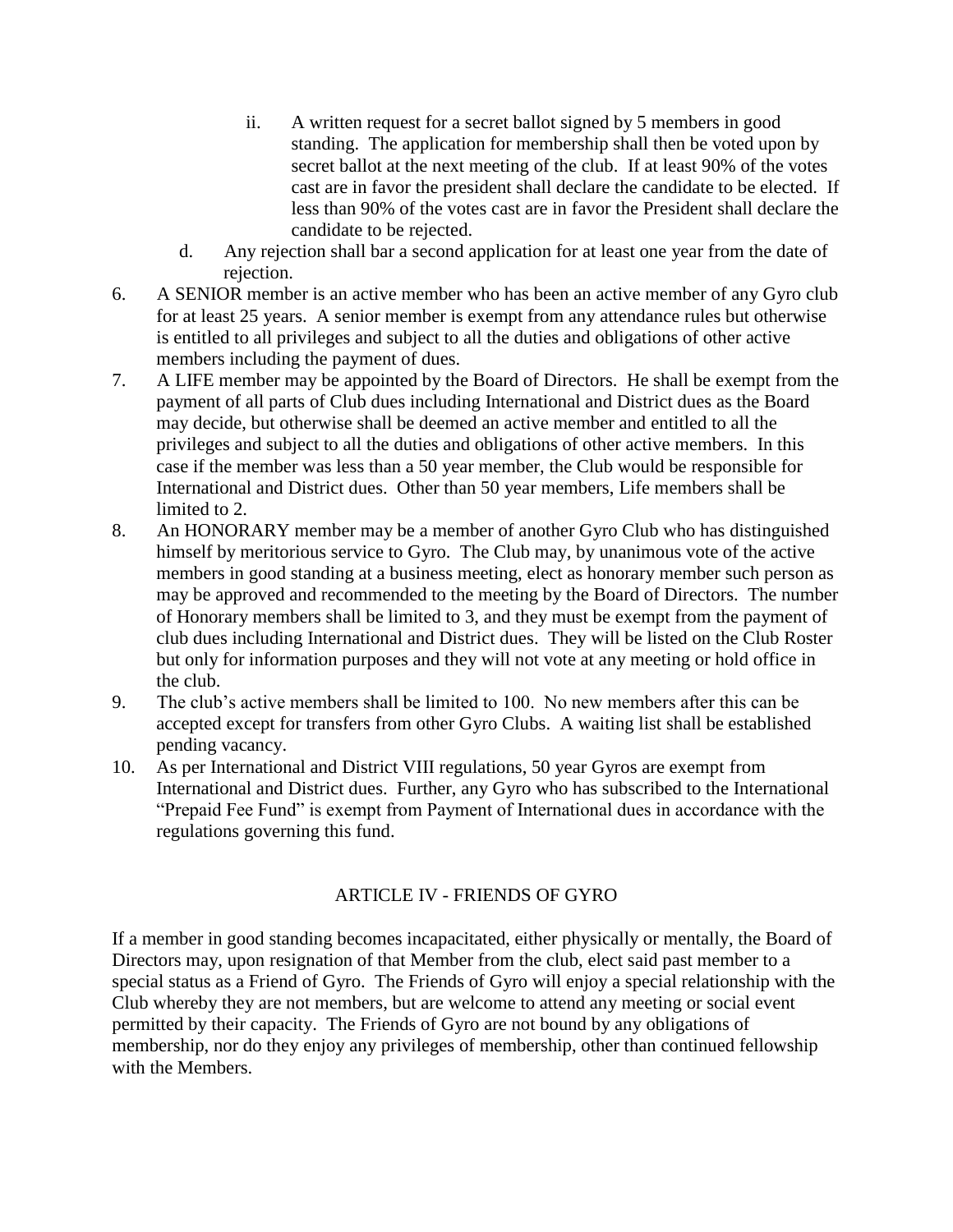- ii. A written request for a secret ballot signed by 5 members in good standing. The application for membership shall then be voted upon by secret ballot at the next meeting of the club. If at least 90% of the votes cast are in favor the president shall declare the candidate to be elected. If less than 90% of the votes cast are in favor the President shall declare the candidate to be rejected.

  d. Any rejection shall bar a second application for at least one year from the date of rejection.

6. A SENIOR member is an active member who has been an active member of any Gyro club for at least 25 years. A senior member is exempt from any attendance rules but otherwise is entitled to all privileges and subject to all the duties and obligations of other active members including the payment of dues.
7. A LIFE member may be appointed by the Board of Directors. He shall be exempt from the payment of all parts of Club dues including International and District dues as the Board may decide, but otherwise shall be deemed an active member and entitled to all the privileges and subject to all the duties and obligations of other active members. In this case if the member was less than a 50 year member, the Club would be responsible for International and District dues. Other than 50 year members, Life members shall be limited to 2.
8. An HONORARY member may be a member of another Gyro Club who has distinguished himself by meritorious service to Gyro. The Club may, by unanimous vote of the active members in good standing at a business meeting, elect as honorary member such person as may be approved and recommended to the meeting by the Board of Directors. The number of Honorary members shall be limited to 3, and they must be exempt from the payment of club dues including International and District dues. They will be listed on the Club Roster but only for information purposes and they will not vote at any meeting or hold office in the club.
9. The club's active members shall be limited to 100. No new members after this can be accepted except for transfers from other Gyro Clubs. A waiting list shall be established pending vacancy.
10. As per International and District VIII regulations, 50 year Gyros are exempt from International and District dues. Further, any Gyro who has subscribed to the International "Prepaid Fee Fund" is exempt from Payment of International dues in accordance with the regulations governing this fund.

## ARTICLE IV - FRIENDS OF GYRO

If a member in good standing becomes incapacitated, either physically or mentally, the Board of Directors may, upon resignation of that Member from the club, elect said past member to a special status as a Friend of Gyro. The Friends of Gyro will enjoy a special relationship with the Club whereby they are not members, but are welcome to attend any meeting or social event permitted by their capacity. The Friends of Gyro are not bound by any obligations of membership, nor do they enjoy any privileges of membership, other than continued fellowship with the Members.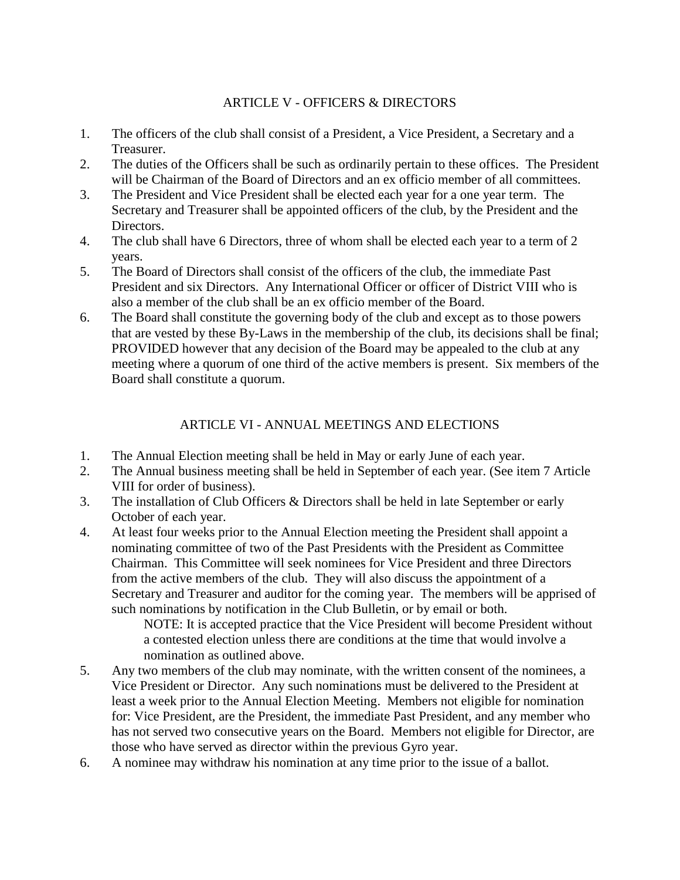## ARTICLE V - OFFICERS & DIRECTORS

1. The officers of the club shall consist of a President, a Vice President, a Secretary and a Treasurer.
2. The duties of the Officers shall be such as ordinarily pertain to these offices. The President will be Chairman of the Board of Directors and an ex officio member of all committees.
3. The President and Vice President shall be elected each year for a one year term. The Secretary and Treasurer shall be appointed officers of the club, by the President and the Directors.
4. The club shall have 6 Directors, three of whom shall be elected each year to a term of 2 years.
5. The Board of Directors shall consist of the officers of the club, the immediate Past President and six Directors. Any International Officer or officer of District VIII who is also a member of the club shall be an ex officio member of the Board.
6. The Board shall constitute the governing body of the club and except as to those powers that are vested by these By-Laws in the membership of the club, its decisions shall be final; PROVIDED however that any decision of the Board may be appealed to the club at any meeting where a quorum of one third of the active members is present. Six members of the Board shall constitute a quorum.

## ARTICLE VI - ANNUAL MEETINGS AND ELECTIONS

1. The Annual Election meeting shall be held in May or early June of each year.
2. The Annual business meeting shall be held in September of each year. (See item 7 Article VIII for order of business).
3. The installation of Club Officers & Directors shall be held in late September or early October of each year.
4. At least four weeks prior to the Annual Election meeting the President shall appoint a nominating committee of two of the Past Presidents with the President as Committee Chairman. This Committee will seek nominees for Vice President and three Directors from the active members of the club. They will also discuss the appointment of a Secretary and Treasurer and auditor for the coming year. The members will be apprised of such nominations by notification in the Club Bulletin, or by email or both.

   NOTE: It is accepted practice that the Vice President will become President without a contested election unless there are conditions at the time that would involve a nomination as outlined above.
5. Any two members of the club may nominate, with the written consent of the nominees, a Vice President or Director. Any such nominations must be delivered to the President at least a week prior to the Annual Election Meeting. Members not eligible for nomination for: Vice President, are the President, the immediate Past President, and any member who has not served two consecutive years on the Board. Members not eligible for Director, are those who have served as director within the previous Gyro year.
6. A nominee may withdraw his nomination at any time prior to the issue of a ballot.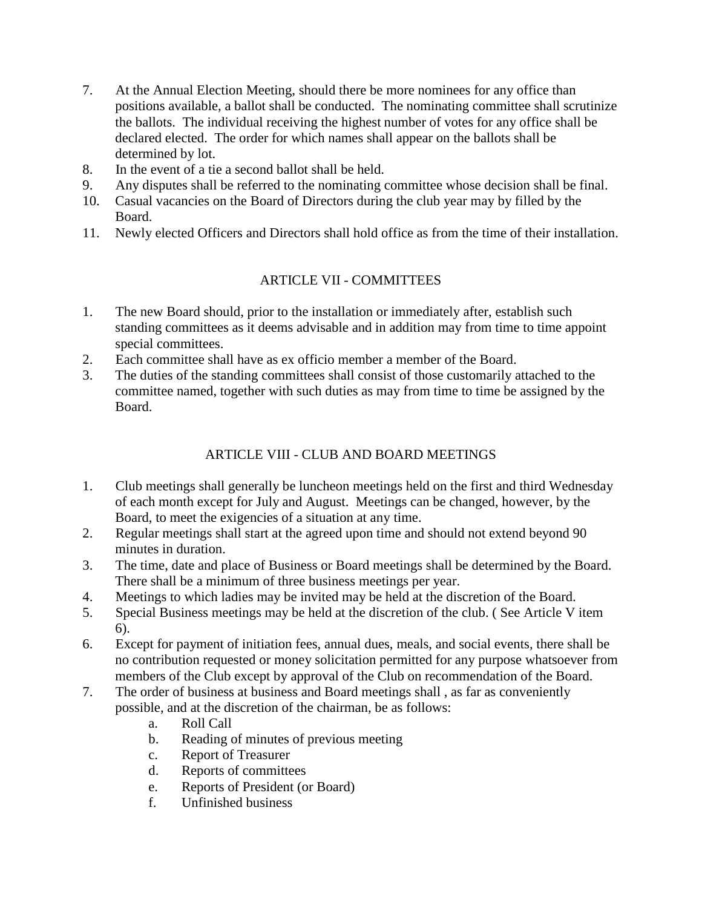7. At the Annual Election Meeting, should there be more nominees for any office than positions available, a ballot shall be conducted. The nominating committee shall scrutinize the ballots. The individual receiving the highest number of votes for any office shall be declared elected. The order for which names shall appear on the ballots shall be determined by lot.
8. In the event of a tie a second ballot shall be held.
9. Any disputes shall be referred to the nominating committee whose decision shall be final.
10. Casual vacancies on the Board of Directors during the club year may by filled by the Board.
11. Newly elected Officers and Directors shall hold office as from the time of their installation.

## ARTICLE VII - COMMITTEES

1. The new Board should, prior to the installation or immediately after, establish such standing committees as it deems advisable and in addition may from time to time appoint special committees.
2. Each committee shall have as ex officio member a member of the Board.
3. The duties of the standing committees shall consist of those customarily attached to the committee named, together with such duties as may from time to time be assigned by the Board.

## ARTICLE VIII - CLUB AND BOARD MEETINGS

1. Club meetings shall generally be luncheon meetings held on the first and third Wednesday of each month except for July and August. Meetings can be changed, however, by the Board, to meet the exigencies of a situation at any time.
2. Regular meetings shall start at the agreed upon time and should not extend beyond 90 minutes in duration.
3. The time, date and place of Business or Board meetings shall be determined by the Board. There shall be a minimum of three business meetings per year.
4. Meetings to which ladies may be invited may be held at the discretion of the Board.
5. Special Business meetings may be held at the discretion of the club. ( See Article V item 6).
6. Except for payment of initiation fees, annual dues, meals, and social events, there shall be no contribution requested or money solicitation permitted for any purpose whatsoever from members of the Club except by approval of the Club on recommendation of the Board.
7. The order of business at business and Board meetings shall , as far as conveniently possible, and at the discretion of the chairman, be as follows:
   a. Roll Call
   b. Reading of minutes of previous meeting
   c. Report of Treasurer
   d. Reports of committees
   e. Reports of President (or Board)
   f. Unfinished business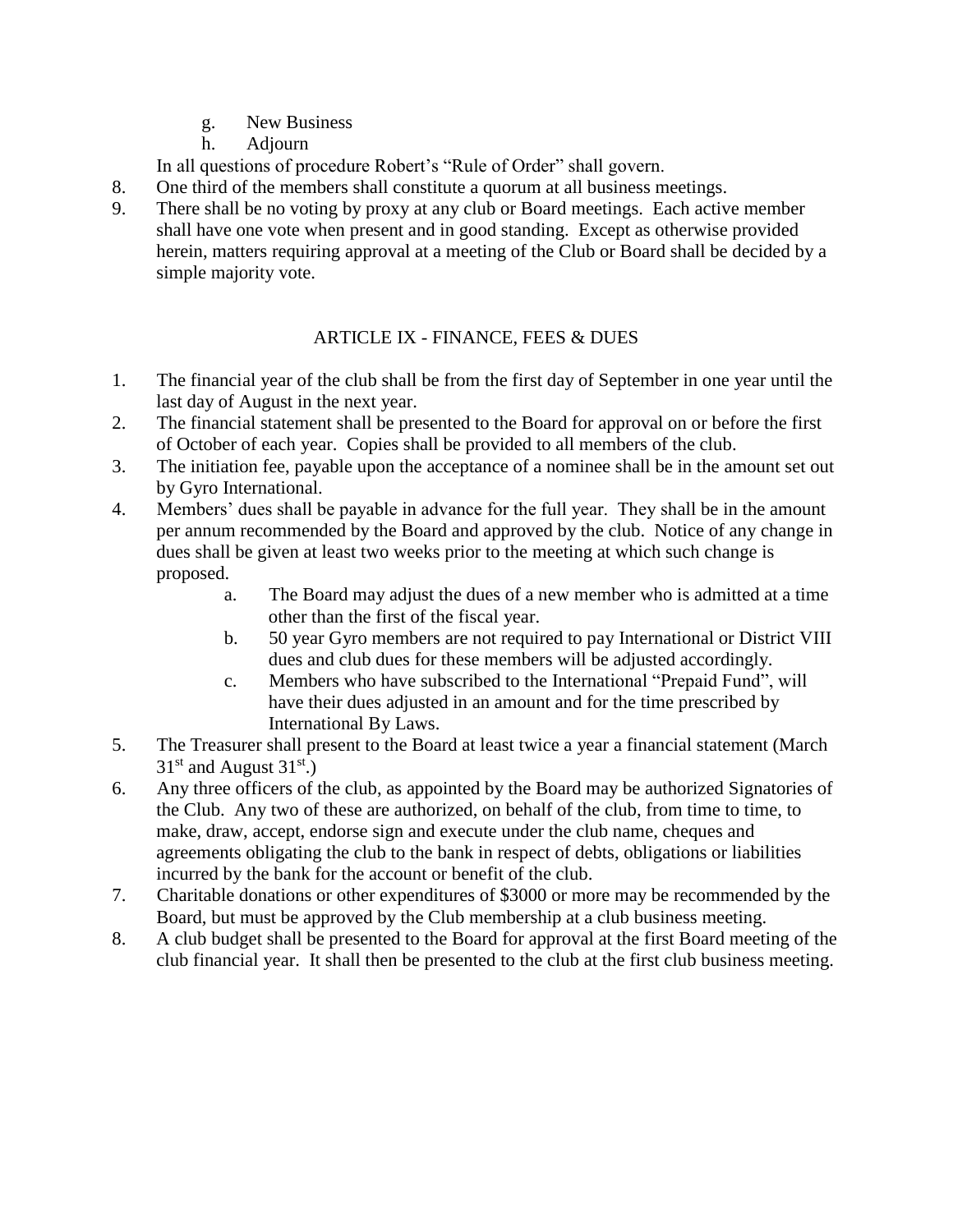g. New Business
h. Adjourn

In all questions of procedure Robert's "Rule of Order" shall govern.

8. One third of the members shall constitute a quorum at all business meetings.
9. There shall be no voting by proxy at any club or Board meetings. Each active member shall have one vote when present and in good standing. Except as otherwise provided herein, matters requiring approval at a meeting of the Club or Board shall be decided by a simple majority vote.

## ARTICLE IX - FINANCE, FEES & DUES

1. The financial year of the club shall be from the first day of September in one year until the last day of August in the next year.
2. The financial statement shall be presented to the Board for approval on or before the first of October of each year. Copies shall be provided to all members of the club.
3. The initiation fee, payable upon the acceptance of a nominee shall be in the amount set out by Gyro International.
4. Members' dues shall be payable in advance for the full year. They shall be in the amount per annum recommended by the Board and approved by the club. Notice of any change in dues shall be given at least two weeks prior to the meeting at which such change is proposed.
   a. The Board may adjust the dues of a new member who is admitted at a time other than the first of the fiscal year.
   b. 50 year Gyro members are not required to pay International or District VIII dues and club dues for these members will be adjusted accordingly.
   c. Members who have subscribed to the International "Prepaid Fund", will have their dues adjusted in an amount and for the time prescribed by International By Laws.
5. The Treasurer shall present to the Board at least twice a year a financial statement (March 31st and August 31st.)
6. Any three officers of the club, as appointed by the Board may be authorized Signatories of the Club. Any two of these are authorized, on behalf of the club, from time to time, to make, draw, accept, endorse sign and execute under the club name, cheques and agreements obligating the club to the bank in respect of debts, obligations or liabilities incurred by the bank for the account or benefit of the club.
7. Charitable donations or other expenditures of $3000 or more may be recommended by the Board, but must be approved by the Club membership at a club business meeting.
8. A club budget shall be presented to the Board for approval at the first Board meeting of the club financial year. It shall then be presented to the club at the first club business meeting.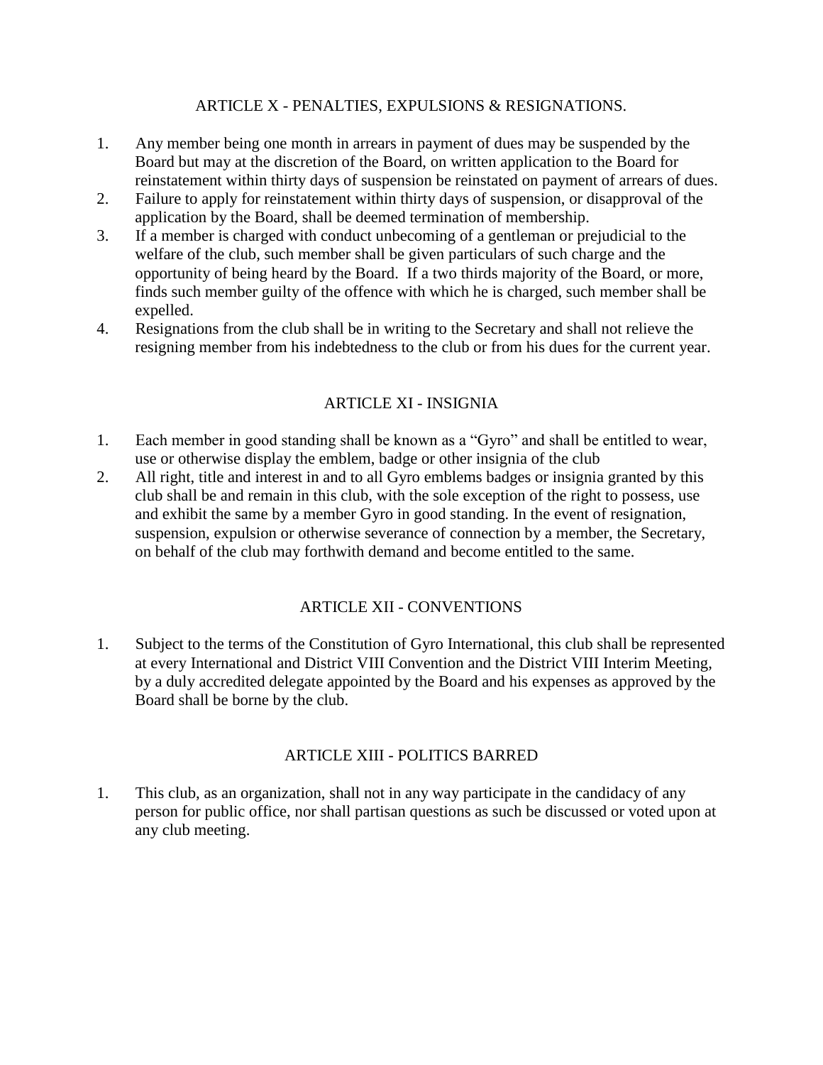## ARTICLE X - PENALTIES, EXPULSIONS & RESIGNATIONS.

1. Any member being one month in arrears in payment of dues may be suspended by the Board but may at the discretion of the Board, on written application to the Board for reinstatement within thirty days of suspension be reinstated on payment of arrears of dues.
2. Failure to apply for reinstatement within thirty days of suspension, or disapproval of the application by the Board, shall be deemed termination of membership.
3. If a member is charged with conduct unbecoming of a gentleman or prejudicial to the welfare of the club, such member shall be given particulars of such charge and the opportunity of being heard by the Board. If a two thirds majority of the Board, or more, finds such member guilty of the offence with which he is charged, such member shall be expelled.
4. Resignations from the club shall be in writing to the Secretary and shall not relieve the resigning member from his indebtedness to the club or from his dues for the current year.

## ARTICLE XI - INSIGNIA

1. Each member in good standing shall be known as a "Gyro" and shall be entitled to wear, use or otherwise display the emblem, badge or other insignia of the club
2. All right, title and interest in and to all Gyro emblems badges or insignia granted by this club shall be and remain in this club, with the sole exception of the right to possess, use and exhibit the same by a member Gyro in good standing. In the event of resignation, suspension, expulsion or otherwise severance of connection by a member, the Secretary, on behalf of the club may forthwith demand and become entitled to the same.

## ARTICLE XII - CONVENTIONS

1. Subject to the terms of the Constitution of Gyro International, this club shall be represented at every International and District VIII Convention and the District VIII Interim Meeting, by a duly accredited delegate appointed by the Board and his expenses as approved by the Board shall be borne by the club.

## ARTICLE XIII - POLITICS BARRED

1. This club, as an organization, shall not in any way participate in the candidacy of any person for public office, nor shall partisan questions as such be discussed or voted upon at any club meeting.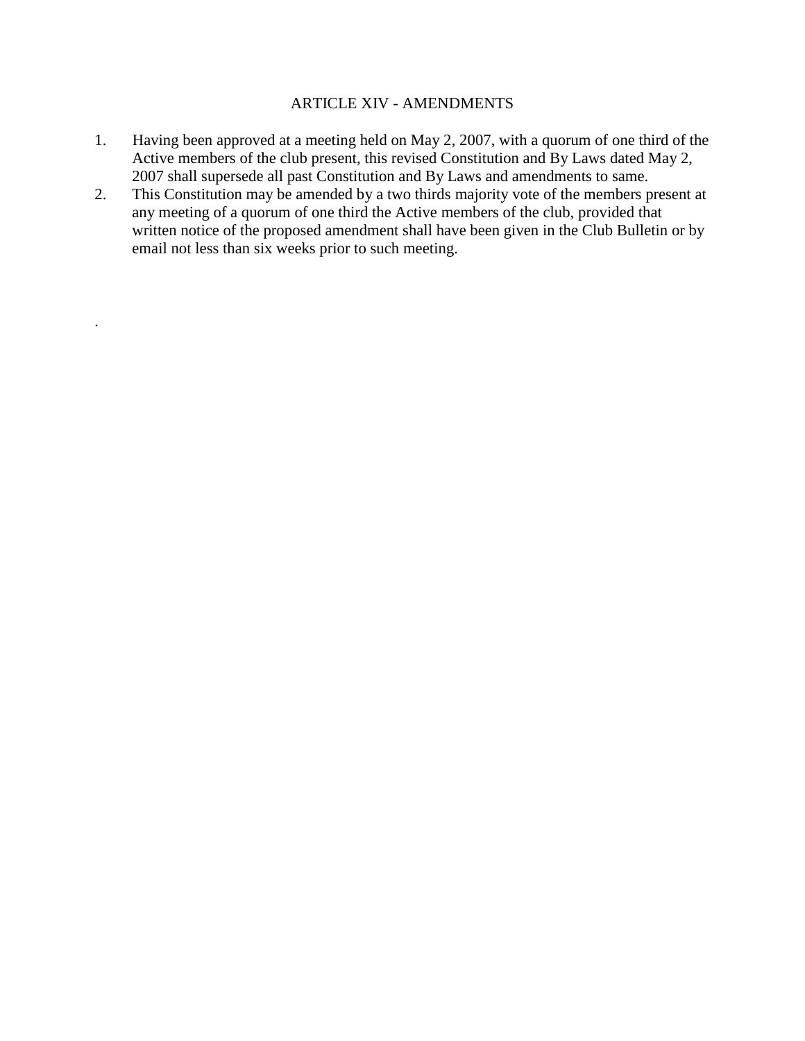## ARTICLE XIV - AMENDMENTS

1. Having been approved at a meeting held on May 2, 2007, with a quorum of one third of the Active members of the club present, this revised Constitution and By Laws dated May 2, 2007 shall supersede all past Constitution and By Laws and amendments to same.
2. This Constitution may be amended by a two thirds majority vote of the members present at any meeting of a quorum of one third the Active members of the club, provided that written notice of the proposed amendment shall have been given in the Club Bulletin or by email not less than six weeks prior to such meeting.

.